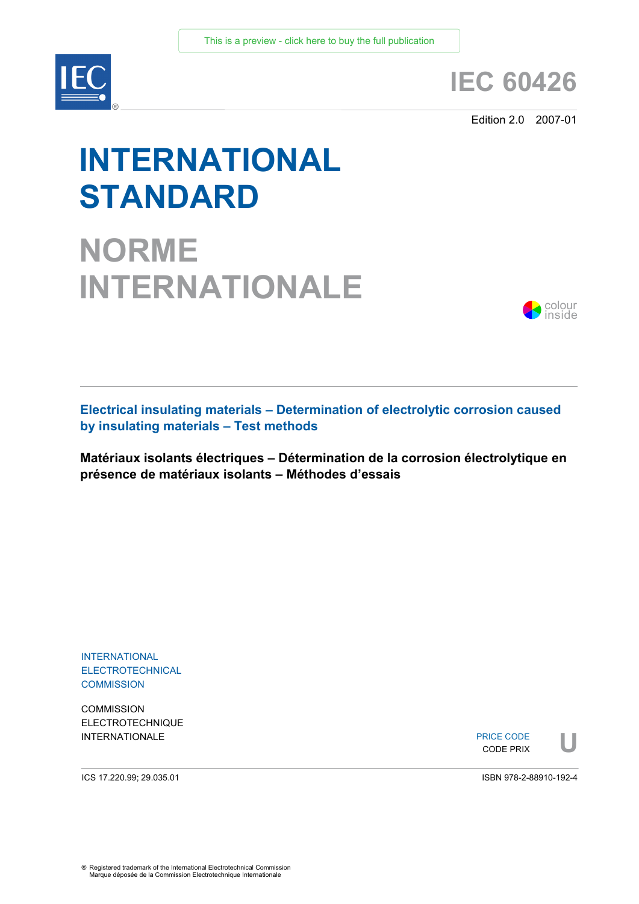This is a preview - click here to buy the full publication

# IEC 60426

Edition 2.0 2007-01

# INTERNATIONAL STANDARD

# NORME INTERNATIONALE

colour inside

## Electrical insulating materials – Determination of electrolytic corrosion caused by insulating materials – Test methods

**Matériaux isolants électriques – Détermination de la corrosion électrolytique en présence de matériaux isolants – Méthodes d'essais**

INTERNATIONAL ELECTROTECHNICAL COMMISSION

COMMISSION ELECTROTECHNIQUE INTERNATIONALE

PRICE CODE
CODE PRIX **U**

ICS 17.220.99; 29.035.01

ISBN 978-2-88910-192-4

® Registered trademark of the International Electrotechnical Commission
Marque déposée de la Commission Electrotechnique Internationale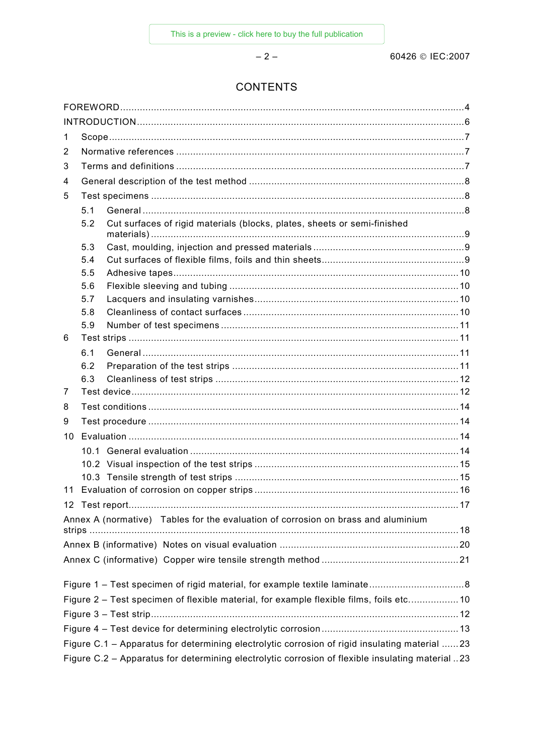# CONTENTS

FOREWORD....................................................................................................................4

INTRODUCTION.............................................................................................................6

1 Scope........................................................................................................................7

2 Normative references ...............................................................................................7

3 Terms and definitions ...............................................................................................7

4 General description of the test method ....................................................................8

5 Test specimens .........................................................................................................8

5.1 General ...............................................................................................................8

5.2 Cut surfaces of rigid materials (blocks, plates, sheets or semi-finished materials) ...................................................................................................................9

5.3 Cast, moulding, injection and pressed materials ...................................................9

5.4 Cut surfaces of flexible films, foils and thin sheets.................................................9

5.5 Adhesive tapes.....................................................................................................10

5.6 Flexible sleeving and tubing .................................................................................10

5.7 Lacquers and insulating varnishes........................................................................10

5.8 Cleanliness of contact surfaces ............................................................................10

5.9 Number of test specimens ....................................................................................11

6 Test strips ................................................................................................................11

6.1 General ...............................................................................................................11

6.2 Preparation of the test strips ................................................................................11

6.3 Cleanliness of test strips ......................................................................................12

7 Test device................................................................................................................12

8 Test conditions ..........................................................................................................14

9 Test procedure ..........................................................................................................14

10 Evaluation ...............................................................................................................14

10.1 General evaluation .............................................................................................14

10.2 Visual inspection of the test strips ......................................................................15

10.3 Tensile strength of test strips .............................................................................15

11 Evaluation of corrosion on copper strips ..................................................................16

12 Test report...............................................................................................................17

Annex A (normative) Tables for the evaluation of corrosion on brass and aluminium strips ...........................................................................................................................18

Annex B (informative) Notes on visual evaluation ..........................................................20

Annex C (informative) Copper wire tensile strength method ..........................................21

Figure 1 – Test specimen of rigid material, for example textile laminate ..........................8

Figure 2 – Test specimen of flexible material, for example flexible films, foils etc. ..........10

Figure 3 – Test strip.......................................................................................................12

Figure 4 – Test device for determining electrolytic corrosion ..........................................13

Figure C.1 – Apparatus for determining electrolytic corrosion of rigid insulating material ......23

Figure C.2 – Apparatus for determining electrolytic corrosion of flexible insulating material ..23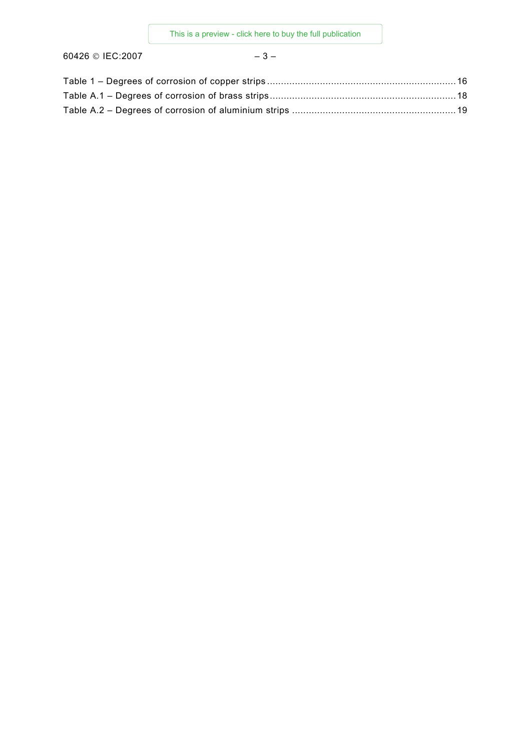Table 1 – Degrees of corrosion of copper strips ........................................................................ 16
Table A.1 – Degrees of corrosion of brass strips ...................................................................... 18
Table A.2 – Degrees of corrosion of aluminium strips .............................................................. 19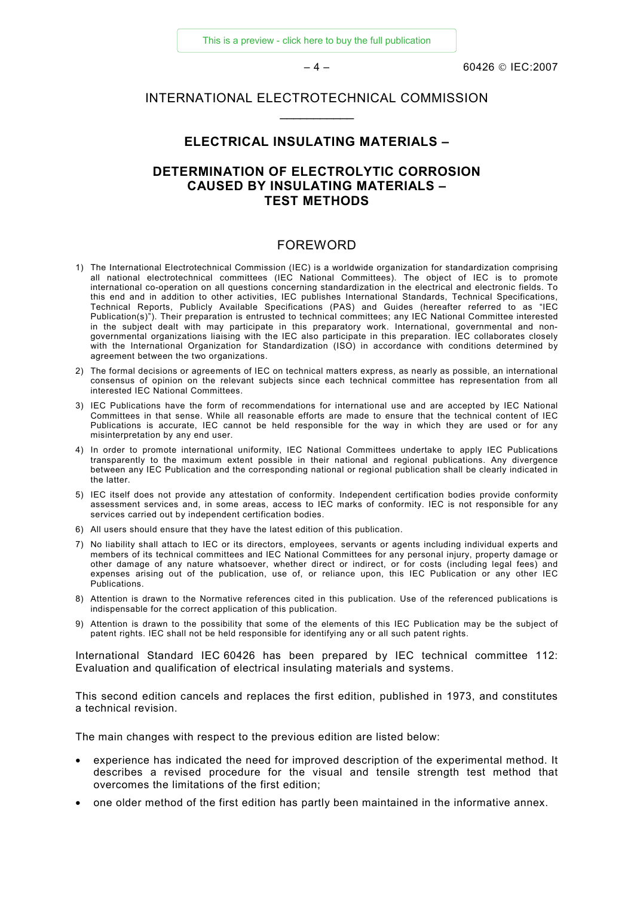# INTERNATIONAL ELECTROTECHNICAL COMMISSION

___________

## ELECTRICAL INSULATING MATERIALS –

## DETERMINATION OF ELECTROLYTIC CORROSION CAUSED BY INSULATING MATERIALS – TEST METHODS

## FOREWORD

1) The International Electrotechnical Commission (IEC) is a worldwide organization for standardization comprising all national electrotechnical committees (IEC National Committees). The object of IEC is to promote international co-operation on all questions concerning standardization in the electrical and electronic fields. To this end and in addition to other activities, IEC publishes International Standards, Technical Specifications, Technical Reports, Publicly Available Specifications (PAS) and Guides (hereafter referred to as "IEC Publication(s)"). Their preparation is entrusted to technical committees; any IEC National Committee interested in the subject dealt with may participate in this preparatory work. International, governmental and non-governmental organizations liaising with the IEC also participate in this preparation. IEC collaborates closely with the International Organization for Standardization (ISO) in accordance with conditions determined by agreement between the two organizations.
2) The formal decisions or agreements of IEC on technical matters express, as nearly as possible, an international consensus of opinion on the relevant subjects since each technical committee has representation from all interested IEC National Committees.
3) IEC Publications have the form of recommendations for international use and are accepted by IEC National Committees in that sense. While all reasonable efforts are made to ensure that the technical content of IEC Publications is accurate, IEC cannot be held responsible for the way in which they are used or for any misinterpretation by any end user.
4) In order to promote international uniformity, IEC National Committees undertake to apply IEC Publications transparently to the maximum extent possible in their national and regional publications. Any divergence between any IEC Publication and the corresponding national or regional publication shall be clearly indicated in the latter.
5) IEC itself does not provide any attestation of conformity. Independent certification bodies provide conformity assessment services and, in some areas, access to IEC marks of conformity. IEC is not responsible for any services carried out by independent certification bodies.
6) All users should ensure that they have the latest edition of this publication.
7) No liability shall attach to IEC or its directors, employees, servants or agents including individual experts and members of its technical committees and IEC National Committees for any personal injury, property damage or other damage of any nature whatsoever, whether direct or indirect, or for costs (including legal fees) and expenses arising out of the publication, use of, or reliance upon, this IEC Publication or any other IEC Publications.
8) Attention is drawn to the Normative references cited in this publication. Use of the referenced publications is indispensable for the correct application of this publication.
9) Attention is drawn to the possibility that some of the elements of this IEC Publication may be the subject of patent rights. IEC shall not be held responsible for identifying any or all such patent rights.

International Standard IEC 60426 has been prepared by IEC technical committee 112: Evaluation and qualification of electrical insulating materials and systems.

This second edition cancels and replaces the first edition, published in 1973, and constitutes a technical revision.

The main changes with respect to the previous edition are listed below:

- experience has indicated the need for improved description of the experimental method. It describes a revised procedure for the visual and tensile strength test method that overcomes the limitations of the first edition;
- one older method of the first edition has partly been maintained in the informative annex.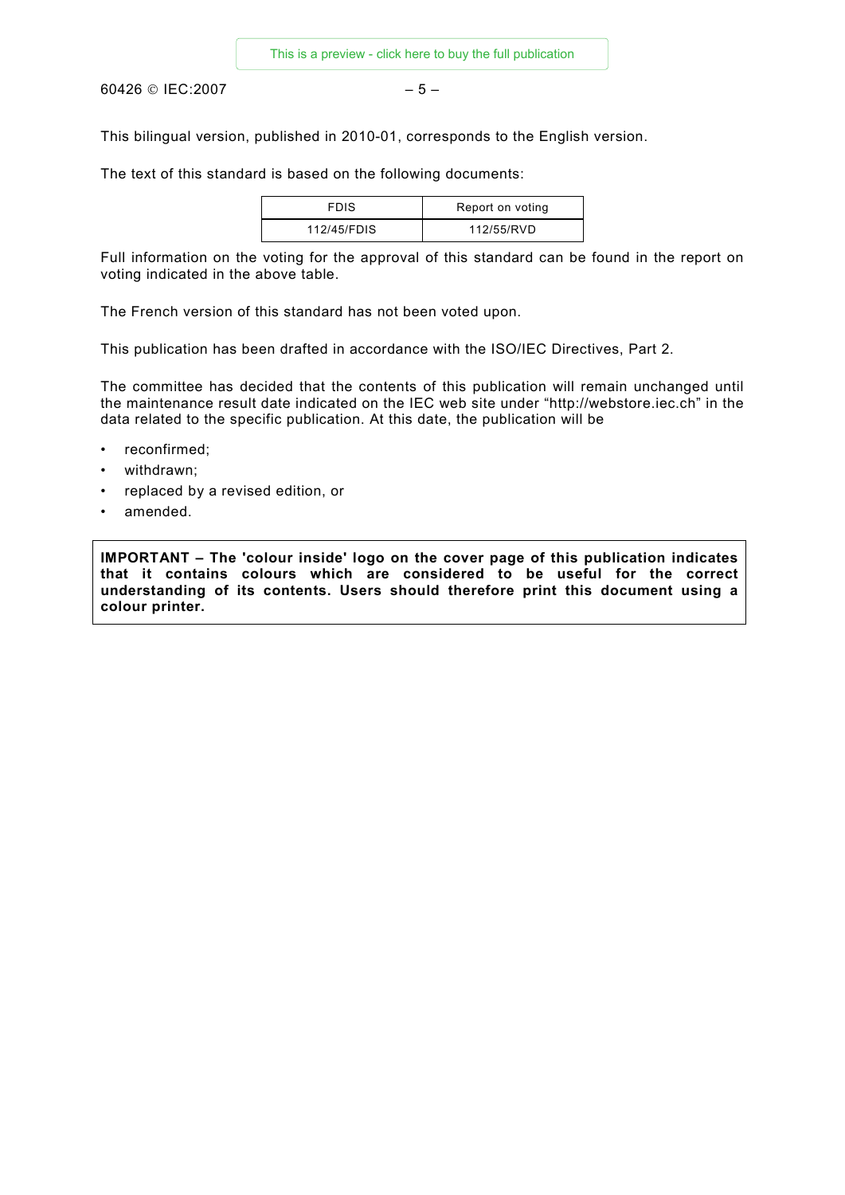This bilingual version, published in 2010-01, corresponds to the English version.

The text of this standard is based on the following documents:

| FDIS | Report on voting |
| --- | --- |
| 112/45/FDIS | 112/55/RVD |

Full information on the voting for the approval of this standard can be found in the report on voting indicated in the above table.

The French version of this standard has not been voted upon.

This publication has been drafted in accordance with the ISO/IEC Directives, Part 2.

The committee has decided that the contents of this publication will remain unchanged until the maintenance result date indicated on the IEC web site under "http://webstore.iec.ch" in the data related to the specific publication. At this date, the publication will be

- reconfirmed;
- withdrawn;
- replaced by a revised edition, or
- amended.

**IMPORTANT – The 'colour inside' logo on the cover page of this publication indicates that it contains colours which are considered to be useful for the correct understanding of its contents. Users should therefore print this document using a colour printer.**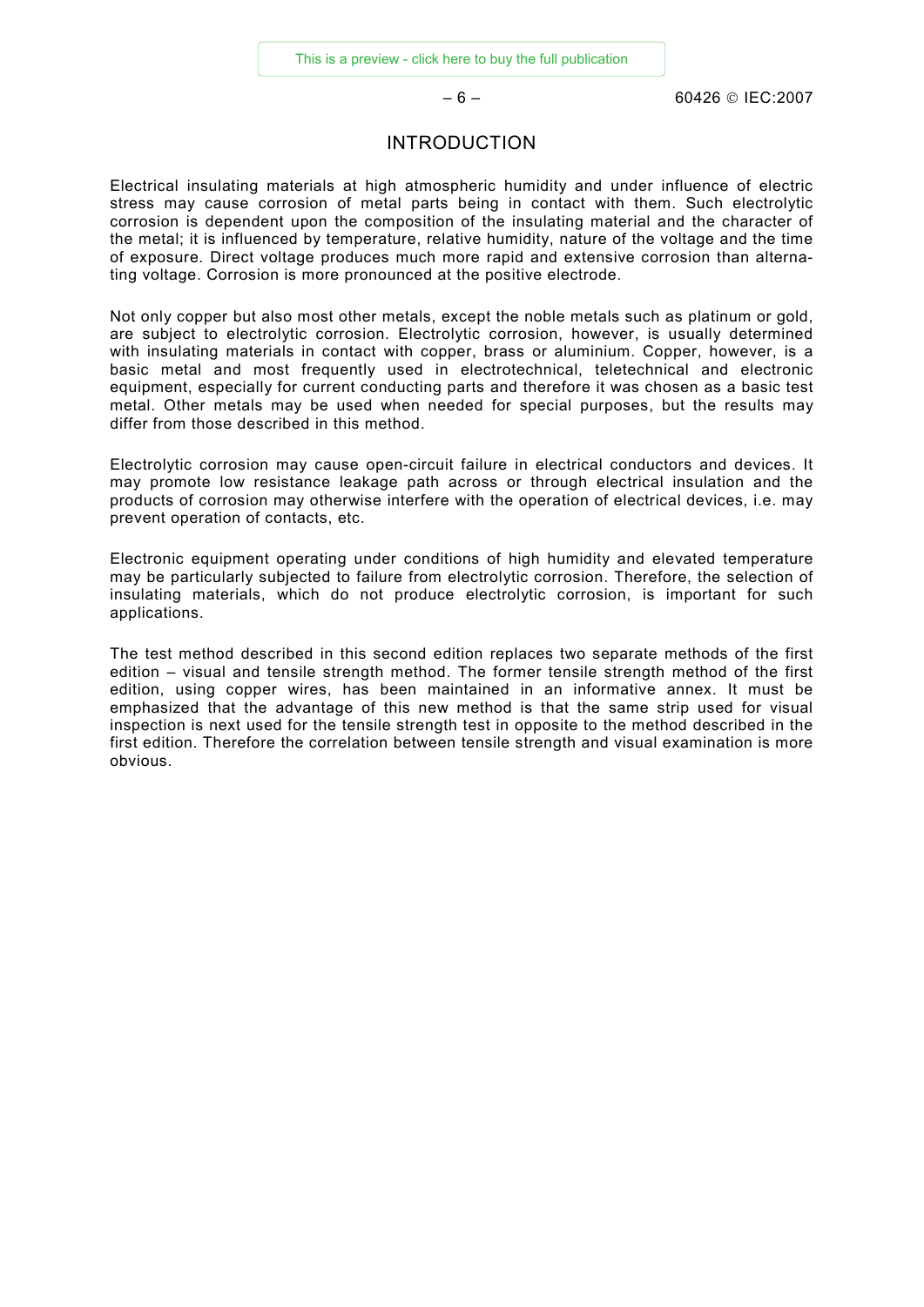# INTRODUCTION

Electrical insulating materials at high atmospheric humidity and under influence of electric stress may cause corrosion of metal parts being in contact with them. Such electrolytic corrosion is dependent upon the composition of the insulating material and the character of the metal; it is influenced by temperature, relative humidity, nature of the voltage and the time of exposure. Direct voltage produces much more rapid and extensive corrosion than alternating voltage. Corrosion is more pronounced at the positive electrode.

Not only copper but also most other metals, except the noble metals such as platinum or gold, are subject to electrolytic corrosion. Electrolytic corrosion, however, is usually determined with insulating materials in contact with copper, brass or aluminium. Copper, however, is a basic metal and most frequently used in electrotechnical, teletechnical and electronic equipment, especially for current conducting parts and therefore it was chosen as a basic test metal. Other metals may be used when needed for special purposes, but the results may differ from those described in this method.

Electrolytic corrosion may cause open-circuit failure in electrical conductors and devices. It may promote low resistance leakage path across or through electrical insulation and the products of corrosion may otherwise interfere with the operation of electrical devices, i.e. may prevent operation of contacts, etc.

Electronic equipment operating under conditions of high humidity and elevated temperature may be particularly subjected to failure from electrolytic corrosion. Therefore, the selection of insulating materials, which do not produce electrolytic corrosion, is important for such applications.

The test method described in this second edition replaces two separate methods of the first edition – visual and tensile strength method. The former tensile strength method of the first edition, using copper wires, has been maintained in an informative annex. It must be emphasized that the advantage of this new method is that the same strip used for visual inspection is next used for the tensile strength test in opposite to the method described in the first edition. Therefore the correlation between tensile strength and visual examination is more obvious.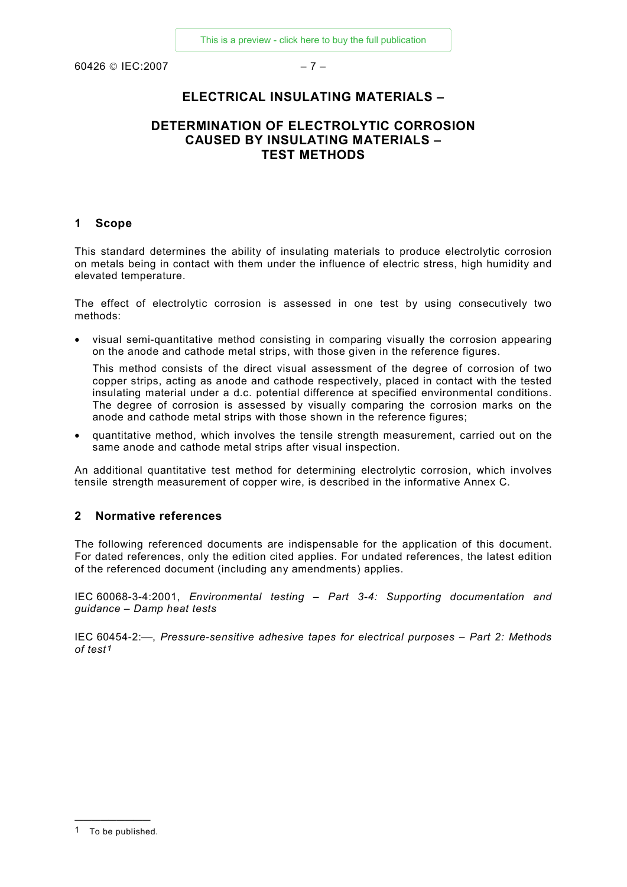# ELECTRICAL INSULATING MATERIALS –

# DETERMINATION OF ELECTROLYTIC CORROSION CAUSED BY INSULATING MATERIALS – TEST METHODS

## 1 Scope

This standard determines the ability of insulating materials to produce electrolytic corrosion on metals being in contact with them under the influence of electric stress, high humidity and elevated temperature.

The effect of electrolytic corrosion is assessed in one test by using consecutively two methods:

- visual semi-quantitative method consisting in comparing visually the corrosion appearing on the anode and cathode metal strips, with those given in the reference figures.

  This method consists of the direct visual assessment of the degree of corrosion of two copper strips, acting as anode and cathode respectively, placed in contact with the tested insulating material under a d.c. potential difference at specified environmental conditions. The degree of corrosion is assessed by visually comparing the corrosion marks on the anode and cathode metal strips with those shown in the reference figures;

- quantitative method, which involves the tensile strength measurement, carried out on the same anode and cathode metal strips after visual inspection.

An additional quantitative test method for determining electrolytic corrosion, which involves tensile strength measurement of copper wire, is described in the informative Annex C.

## 2 Normative references

The following referenced documents are indispensable for the application of this document. For dated references, only the edition cited applies. For undated references, the latest edition of the referenced document (including any amendments) applies.

IEC 60068-3-4:2001, *Environmental testing – Part 3-4: Supporting documentation and guidance – Damp heat tests*

IEC 60454-2:—, *Pressure-sensitive adhesive tapes for electrical purposes – Part 2: Methods of test*[1]

---

[1] To be published.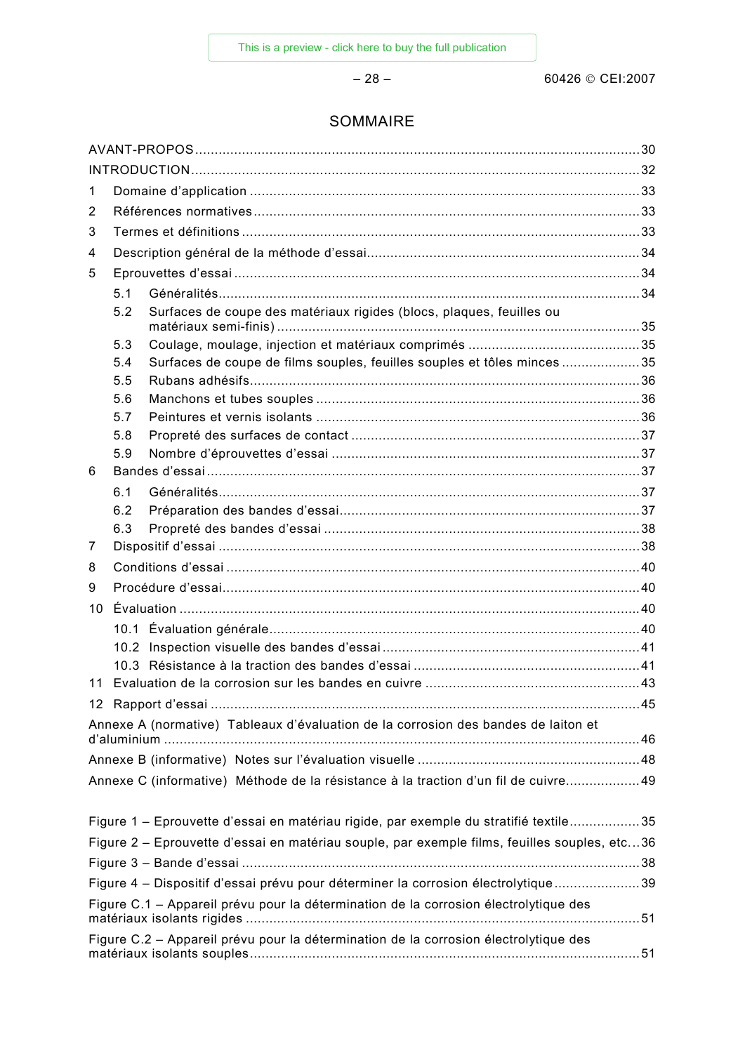# SOMMAIRE

AVANT-PROPOS ........................................................................................................... 30
INTRODUCTION ........................................................................................................... 32
1 Domaine d'application ............................................................................................... 33
2 Références normatives ............................................................................................... 33
3 Termes et définitions .................................................................................................. 33
4 Description général de la méthode d'essai ................................................................. 34
5 Eprouvettes d'essai .................................................................................................... 34
  5.1 Généralités .......................................................................................................... 34
  5.2 Surfaces de coupe des matériaux rigides (blocs, plaques, feuilles ou matériaux semi-finis) ........................................................................................................ 35
  5.3 Coulage, moulage, injection et matériaux comprimés ........................................... 35
  5.4 Surfaces de coupe de films souples, feuilles souples et tôles minces .................... 35
  5.5 Rubans adhésifs ................................................................................................... 36
  5.6 Manchons et tubes souples ................................................................................... 36
  5.7 Peintures et vernis isolants ................................................................................... 36
  5.8 Propreté des surfaces de contact ........................................................................... 37
  5.9 Nombre d'éprouvettes d'essai ............................................................................... 37
6 Bandes d'essai ............................................................................................................ 37
  6.1 Généralités ........................................................................................................... 37
  6.2 Préparation des bandes d'essai .............................................................................. 37
  6.3 Propreté des bandes d'essai ................................................................................... 38
7 Dispositif d'essai ......................................................................................................... 38
8 Conditions d'essai ....................................................................................................... 40
9 Procédure d'essai ........................................................................................................ 40
10 Évaluation .................................................................................................................. 40
  10.1 Évaluation générale ............................................................................................. 40
  10.2 Inspection visuelle des bandes d'essai ................................................................. 41
  10.3 Résistance à la traction des bandes d'essai .......................................................... 41
11 Evaluation de la corrosion sur les bandes en cuivre .................................................. 43
12 Rapport d'essai ......................................................................................................... 45
Annexe A (normative) Tableaux d'évaluation de la corrosion des bandes de laiton et d'aluminium ................................................................................................................ 46
Annexe B (informative) Notes sur l'évaluation visuelle .................................................. 48
Annexe C (informative) Méthode de la résistance à la traction d'un fil de cuivre ............ 49

Figure 1 – Eprouvette d'essai en matériau rigide, par exemple du stratifié textile .............. 35
Figure 2 – Eprouvette d'essai en matériau souple, par exemple films, feuilles souples, etc. ... 36
Figure 3 – Bande d'essai .................................................................................................. 38
Figure 4 – Dispositif d'essai prévu pour déterminer la corrosion électrolytique .................. 39
Figure C.1 – Appareil prévu pour la détermination de la corrosion électrolytique des matériaux isolants rigides ................................................................................................ 51
Figure C.2 – Appareil prévu pour la détermination de la corrosion électrolytique des matériaux isolants souples ............................................................................................... 51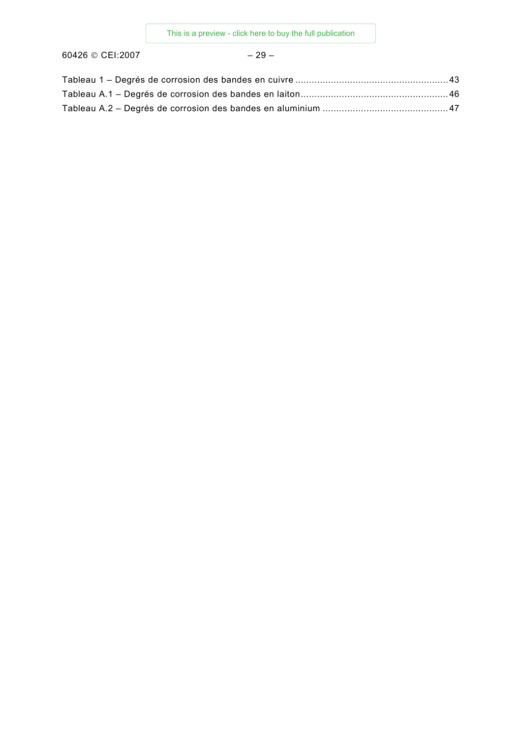Tableau 1 – Degrés de corrosion des bandes en cuivre .......................................................43
Tableau A.1 – Degrés de corrosion des bandes en laiton.....................................................46
Tableau A.2 – Degrés de corrosion des bandes en aluminium .............................................47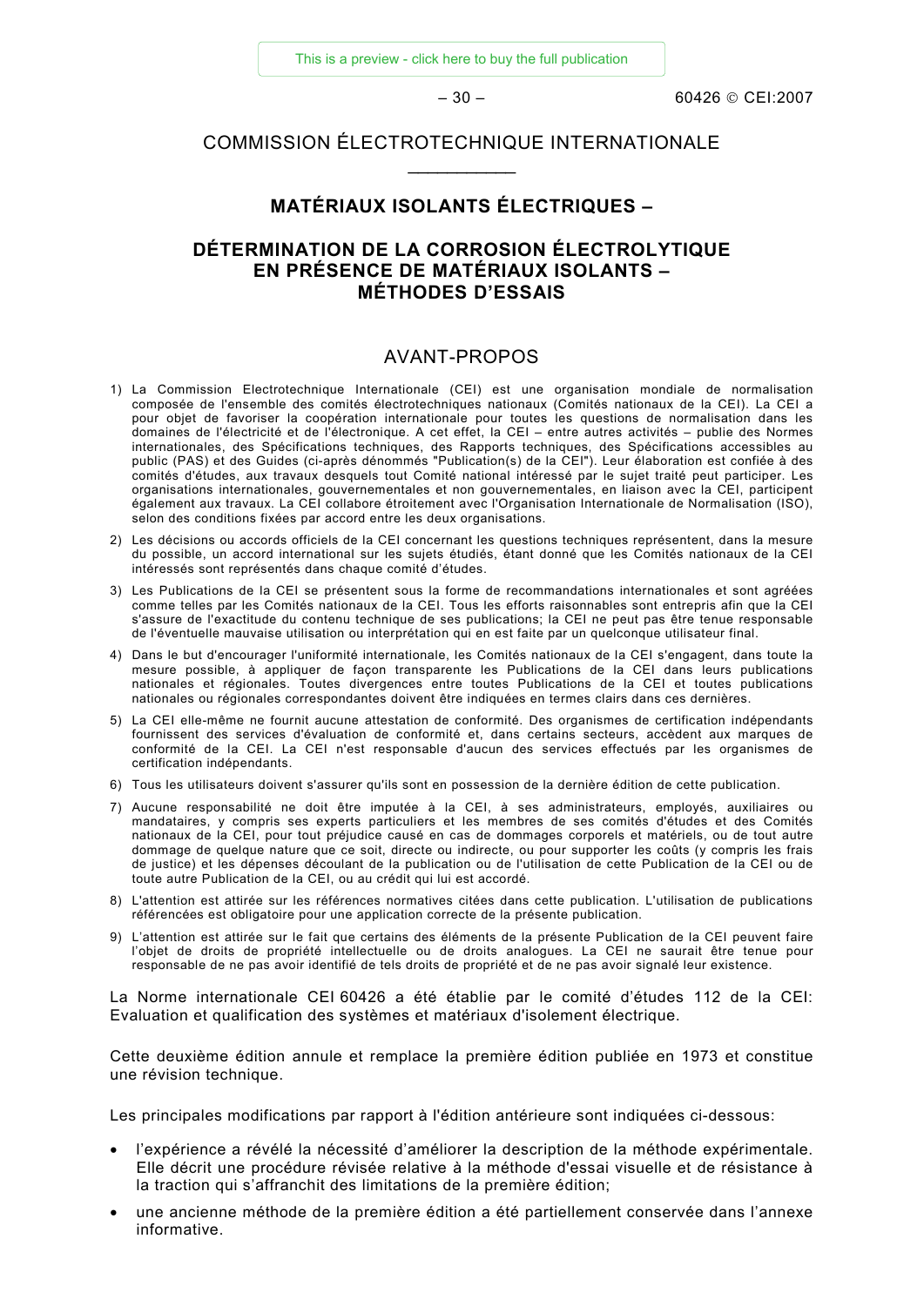COMMISSION ÉLECTROTECHNIQUE INTERNATIONALE

___________

# MATÉRIAUX ISOLANTS ÉLECTRIQUES –

# DÉTERMINATION DE LA CORROSION ÉLECTROLYTIQUE EN PRÉSENCE DE MATÉRIAUX ISOLANTS – MÉTHODES D'ESSAIS

## AVANT-PROPOS

1) La Commission Electrotechnique Internationale (CEI) est une organisation mondiale de normalisation composée de l'ensemble des comités électrotechniques nationaux (Comités nationaux de la CEI). La CEI a pour objet de favoriser la coopération internationale pour toutes les questions de normalisation dans les domaines de l'électricité et de l'électronique. A cet effet, la CEI – entre autres activités – publie des Normes internationales, des Spécifications techniques, des Rapports techniques, des Spécifications accessibles au public (PAS) et des Guides (ci-après dénommés "Publication(s) de la CEI"). Leur élaboration est confiée à des comités d'études, aux travaux desquels tout Comité national intéressé par le sujet traité peut participer. Les organisations internationales, gouvernementales et non gouvernementales, en liaison avec la CEI, participent également aux travaux. La CEI collabore étroitement avec l'Organisation Internationale de Normalisation (ISO), selon des conditions fixées par accord entre les deux organisations.

2) Les décisions ou accords officiels de la CEI concernant les questions techniques représentent, dans la mesure du possible, un accord international sur les sujets étudiés, étant donné que les Comités nationaux de la CEI intéressés sont représentés dans chaque comité d'études.

3) Les Publications de la CEI se présentent sous la forme de recommandations internationales et sont agréées comme telles par les Comités nationaux de la CEI. Tous les efforts raisonnables sont entrepris afin que la CEI s'assure de l'exactitude du contenu technique de ses publications; la CEI ne peut pas être tenue responsable de l'éventuelle mauvaise utilisation ou interprétation qui en est faite par un quelconque utilisateur final.

4) Dans le but d'encourager l'uniformité internationale, les Comités nationaux de la CEI s'engagent, dans toute la mesure possible, à appliquer de façon transparente les Publications de la CEI dans leurs publications nationales et régionales. Toutes divergences entre toutes Publications de la CEI et toutes publications nationales ou régionales correspondantes doivent être indiquées en termes clairs dans ces dernières.

5) La CEI elle-même ne fournit aucune attestation de conformité. Des organismes de certification indépendants fournissent des services d'évaluation de conformité et, dans certains secteurs, accèdent aux marques de conformité de la CEI. La CEI n'est responsable d'aucun des services effectués par les organismes de certification indépendants.

6) Tous les utilisateurs doivent s'assurer qu'ils sont en possession de la dernière édition de cette publication.

7) Aucune responsabilité ne doit être imputée à la CEI, à ses administrateurs, employés, auxiliaires ou mandataires, y compris ses experts particuliers et les membres de ses comités d'études et des Comités nationaux de la CEI, pour tout préjudice causé en cas de dommages corporels et matériels, ou de tout autre dommage de quelque nature que ce soit, directe ou indirecte, ou pour supporter les coûts (y compris les frais de justice) et les dépenses découlant de la publication ou de l'utilisation de cette Publication de la CEI ou de toute autre Publication de la CEI, ou au crédit qui lui est accordé.

8) L'attention est attirée sur les références normatives citées dans cette publication. L'utilisation de publications référencées est obligatoire pour une application correcte de la présente publication.

9) L'attention est attirée sur le fait que certains des éléments de la présente Publication de la CEI peuvent faire l'objet de droits de propriété intellectuelle ou de droits analogues. La CEI ne saurait être tenue pour responsable de ne pas avoir identifié de tels droits de propriété et de ne pas avoir signalé leur existence.

La Norme internationale CEI 60426 a été établie par le comité d'études 112 de la CEI: Evaluation et qualification des systèmes et matériaux d'isolement électrique.

Cette deuxième édition annule et remplace la première édition publiée en 1973 et constitue une révision technique.

Les principales modifications par rapport à l'édition antérieure sont indiquées ci-dessous:

- l'expérience a révélé la nécessité d'améliorer la description de la méthode expérimentale. Elle décrit une procédure révisée relative à la méthode d'essai visuelle et de résistance à la traction qui s'affranchit des limitations de la première édition;
- une ancienne méthode de la première édition a été partiellement conservée dans l'annexe informative.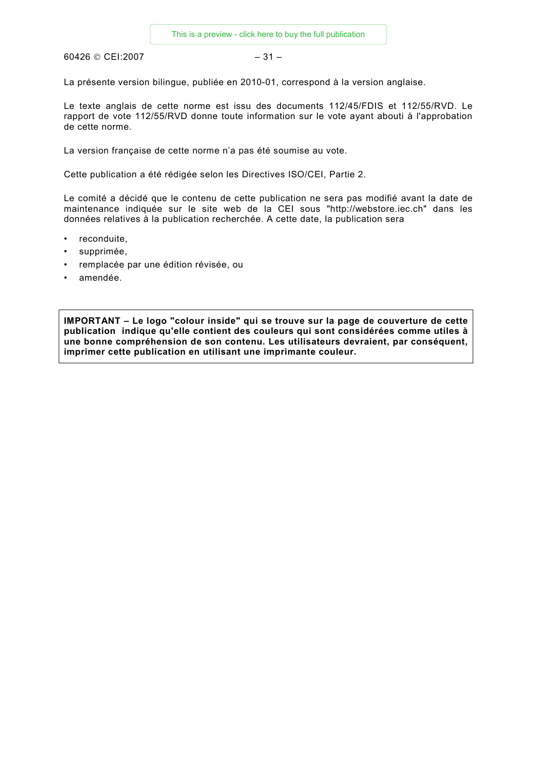La présente version bilingue, publiée en 2010-01, correspond à la version anglaise.

Le texte anglais de cette norme est issu des documents 112/45/FDIS et 112/55/RVD. Le rapport de vote 112/55/RVD donne toute information sur le vote ayant abouti à l'approbation de cette norme.

La version française de cette norme n'a pas été soumise au vote.

Cette publication a été rédigée selon les Directives ISO/CEI, Partie 2.

Le comité a décidé que le contenu de cette publication ne sera pas modifié avant la date de maintenance indiquée sur le site web de la CEI sous "http://webstore.iec.ch" dans les données relatives à la publication recherchée. A cette date, la publication sera

- reconduite,
- supprimée,
- remplacée par une édition révisée, ou
- amendée.

**IMPORTANT – Le logo "colour inside" qui se trouve sur la page de couverture de cette publication indique qu'elle contient des couleurs qui sont considérées comme utiles à une bonne compréhension de son contenu. Les utilisateurs devraient, par conséquent, imprimer cette publication en utilisant une imprimante couleur.**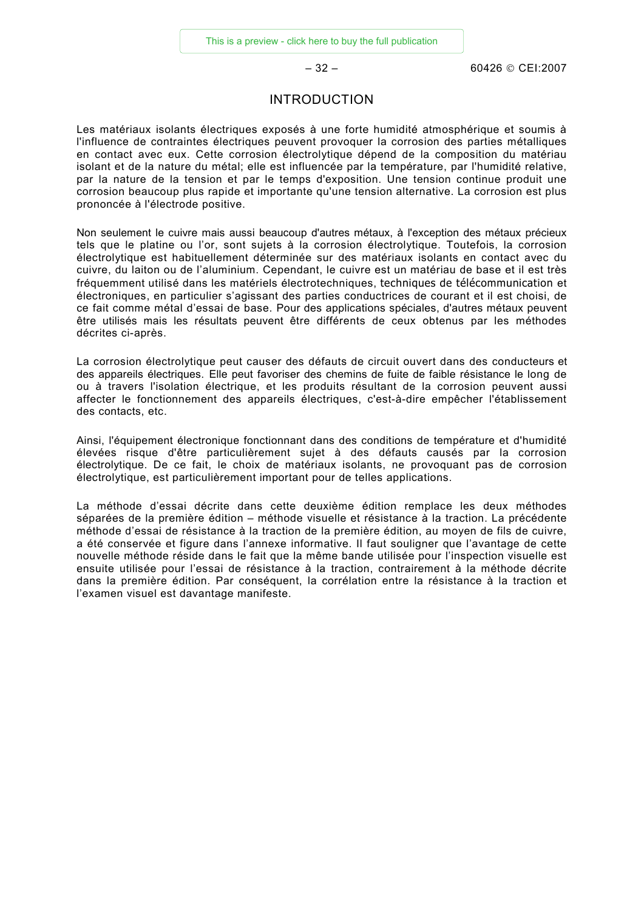# INTRODUCTION

Les matériaux isolants électriques exposés à une forte humidité atmosphérique et soumis à l'influence de contraintes électriques peuvent provoquer la corrosion des parties métalliques en contact avec eux. Cette corrosion électrolytique dépend de la composition du matériau isolant et de la nature du métal; elle est influencée par la température, par l'humidité relative, par la nature de la tension et par le temps d'exposition. Une tension continue produit une corrosion beaucoup plus rapide et importante qu'une tension alternative. La corrosion est plus prononcée à l'électrode positive.

Non seulement le cuivre mais aussi beaucoup d'autres métaux, à l'exception des métaux précieux tels que le platine ou l'or, sont sujets à la corrosion électrolytique. Toutefois, la corrosion électrolytique est habituellement déterminée sur des matériaux isolants en contact avec du cuivre, du laiton ou de l'aluminium. Cependant, le cuivre est un matériau de base et il est très fréquemment utilisé dans les matériels électrotechniques, techniques de télécommunication et électroniques, en particulier s'agissant des parties conductrices de courant et il est choisi, de ce fait comme métal d'essai de base. Pour des applications spéciales, d'autres métaux peuvent être utilisés mais les résultats peuvent être différents de ceux obtenus par les méthodes décrites ci-après.

La corrosion électrolytique peut causer des défauts de circuit ouvert dans des conducteurs et des appareils électriques. Elle peut favoriser des chemins de fuite de faible résistance le long de ou à travers l'isolation électrique, et les produits résultant de la corrosion peuvent aussi affecter le fonctionnement des appareils électriques, c'est-à-dire empêcher l'établissement des contacts, etc.

Ainsi, l'équipement électronique fonctionnant dans des conditions de température et d'humidité élevées risque d'être particulièrement sujet à des défauts causés par la corrosion électrolytique. De ce fait, le choix de matériaux isolants, ne provoquant pas de corrosion électrolytique, est particulièrement important pour de telles applications.

La méthode d'essai décrite dans cette deuxième édition remplace les deux méthodes séparées de la première édition – méthode visuelle et résistance à la traction. La précédente méthode d'essai de résistance à la traction de la première édition, au moyen de fils de cuivre, a été conservée et figure dans l'annexe informative. Il faut souligner que l'avantage de cette nouvelle méthode réside dans le fait que la même bande utilisée pour l'inspection visuelle est ensuite utilisée pour l'essai de résistance à la traction, contrairement à la méthode décrite dans la première édition. Par conséquent, la corrélation entre la résistance à la traction et l'examen visuel est davantage manifeste.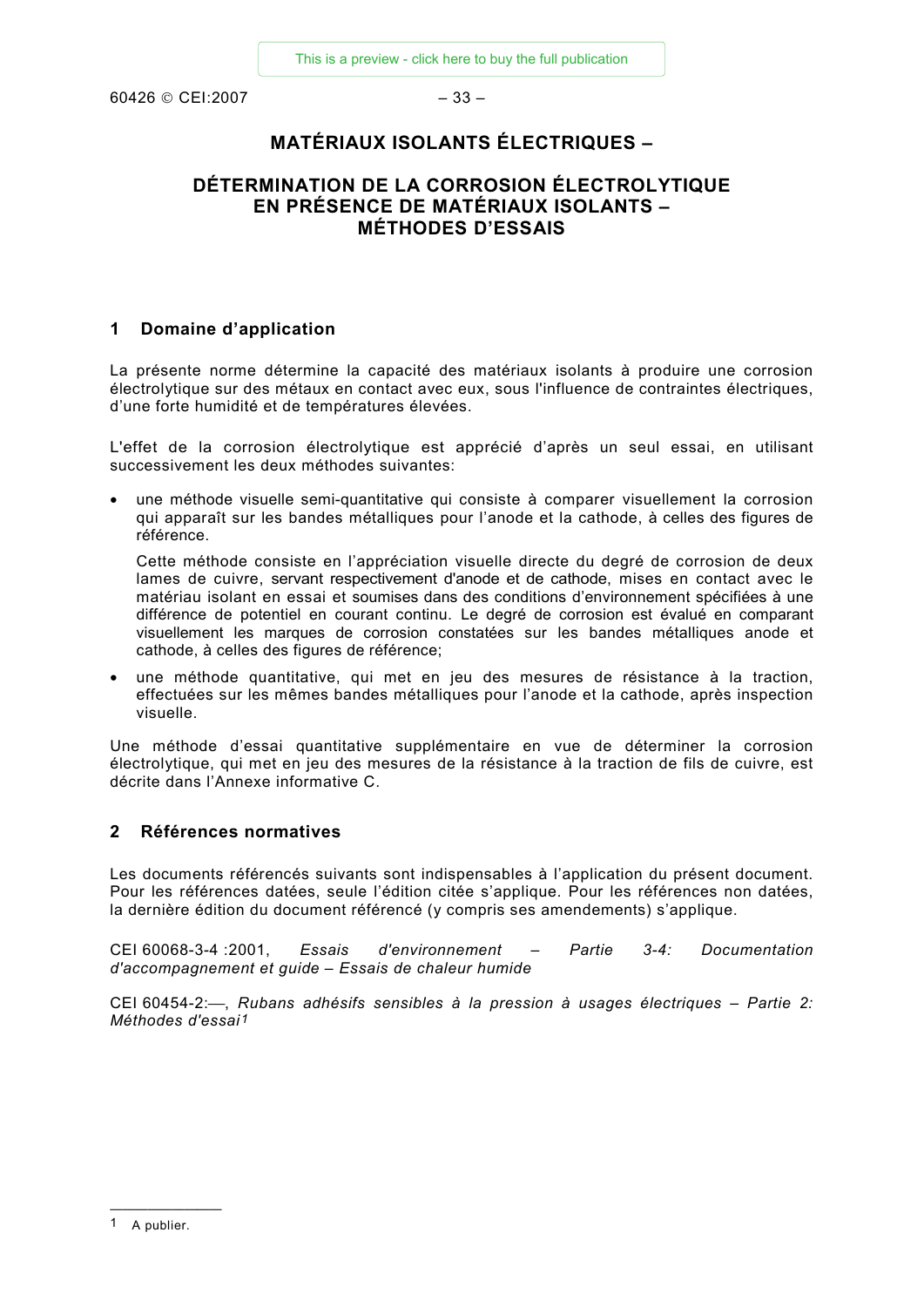# MATÉRIAUX ISOLANTS ÉLECTRIQUES –

# DÉTERMINATION DE LA CORROSION ÉLECTROLYTIQUE EN PRÉSENCE DE MATÉRIAUX ISOLANTS – MÉTHODES D'ESSAIS

## 1 Domaine d'application

La présente norme détermine la capacité des matériaux isolants à produire une corrosion électrolytique sur des métaux en contact avec eux, sous l'influence de contraintes électriques, d'une forte humidité et de températures élevées.

L'effet de la corrosion électrolytique est apprécié d'après un seul essai, en utilisant successivement les deux méthodes suivantes:

- une méthode visuelle semi-quantitative qui consiste à comparer visuellement la corrosion qui apparaît sur les bandes métalliques pour l'anode et la cathode, à celles des figures de référence.

  Cette méthode consiste en l'appréciation visuelle directe du degré de corrosion de deux lames de cuivre, servant respectivement d'anode et de cathode, mises en contact avec le matériau isolant en essai et soumises dans des conditions d'environnement spécifiées à une différence de potentiel en courant continu. Le degré de corrosion est évalué en comparant visuellement les marques de corrosion constatées sur les bandes métalliques anode et cathode, à celles des figures de référence;

- une méthode quantitative, qui met en jeu des mesures de résistance à la traction, effectuées sur les mêmes bandes métalliques pour l'anode et la cathode, après inspection visuelle.

Une méthode d'essai quantitative supplémentaire en vue de déterminer la corrosion électrolytique, qui met en jeu des mesures de la résistance à la traction de fils de cuivre, est décrite dans l'Annexe informative C.

## 2 Références normatives

Les documents référencés suivants sont indispensables à l'application du présent document. Pour les références datées, seule l'édition citée s'applique. Pour les références non datées, la dernière édition du document référencé (y compris ses amendements) s'applique.

CEI 60068-3-4 :2001, *Essais d'environnement – Partie 3-4: Documentation d'accompagnement et guide – Essais de chaleur humide*

CEI 60454-2:—, *Rubans adhésifs sensibles à la pression à usages électriques – Partie 2: Méthodes d'essai*[1]

---

[1] A publier.